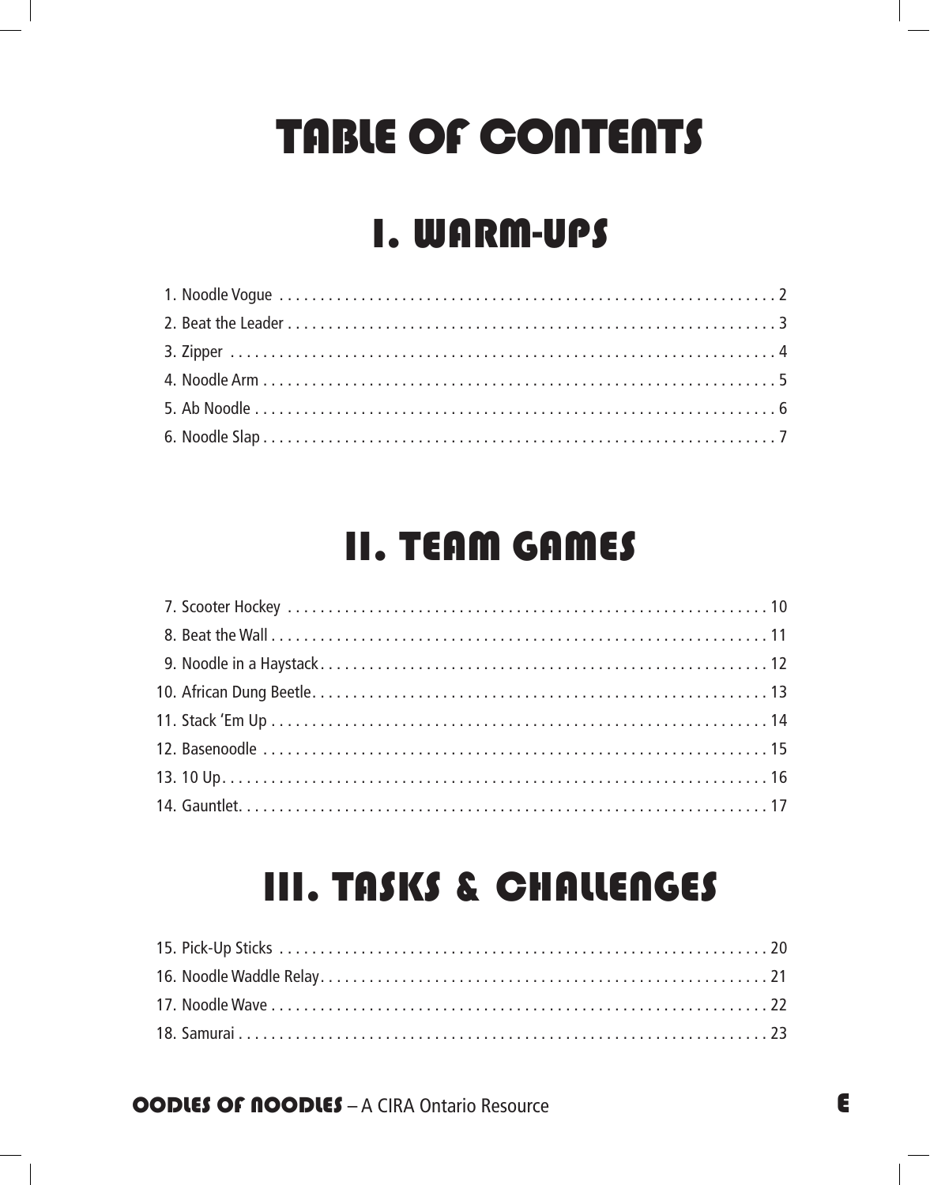# TABLE OF CONTENTS

## I. WARM-UPS

1. Noodle Vogue . . . . . . . . . . 2
2. Beat the Leader . . . . . . . . . . 3
3. Zipper . . . . . . . . . . 4
4. Noodle Arm . . . . . . . . . . 5
5. Ab Noodle . . . . . . . . . . 6
6. Noodle Slap . . . . . . . . . . 7

## II. TEAM GAMES

7. Scooter Hockey . . . . . . . . . . 10
8. Beat the Wall . . . . . . . . . . 11
9. Noodle in a Haystack . . . . . . . . . . 12
10. African Dung Beetle . . . . . . . . . . 13
11. Stack 'Em Up . . . . . . . . . . 14
12. Basenoodle . . . . . . . . . . 15
13. 10 Up . . . . . . . . . . 16
14. Gauntlet . . . . . . . . . . 17

## III. TASKS & CHALLENGES

15. Pick-Up Sticks . . . . . . . . . . 20
16. Noodle Waddle Relay . . . . . . . . . . 21
17. Noodle Wave . . . . . . . . . . 22
18. Samurai . . . . . . . . . . 23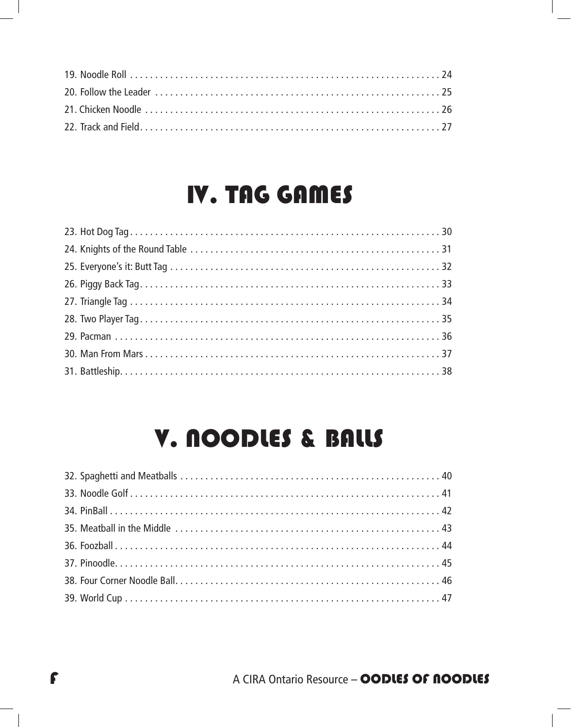19. Noodle Roll . . . . . . . . . . . . . . . . . . . . . . . . . . . . . . . . . . . . . . . . . . . . . . . . . . . . . . . . . . . . . . 24
20. Follow the Leader . . . . . . . . . . . . . . . . . . . . . . . . . . . . . . . . . . . . . . . . . . . . . . . . . . . . . . . . . 25
21. Chicken Noodle . . . . . . . . . . . . . . . . . . . . . . . . . . . . . . . . . . . . . . . . . . . . . . . . . . . . . . . . . . . 26
22. Track and Field. . . . . . . . . . . . . . . . . . . . . . . . . . . . . . . . . . . . . . . . . . . . . . . . . . . . . . . . . . . . 27

# IV. TAG GAMES

23. Hot Dog Tag . . . . . . . . . . . . . . . . . . . . . . . . . . . . . . . . . . . . . . . . . . . . . . . . . . . . . . . . . . . . . . 30
24. Knights of the Round Table . . . . . . . . . . . . . . . . . . . . . . . . . . . . . . . . . . . . . . . . . . . . . . . . . 31
25. Everyone's it: Butt Tag . . . . . . . . . . . . . . . . . . . . . . . . . . . . . . . . . . . . . . . . . . . . . . . . . . . . . 32
26. Piggy Back Tag . . . . . . . . . . . . . . . . . . . . . . . . . . . . . . . . . . . . . . . . . . . . . . . . . . . . . . . . . . . . 33
27. Triangle Tag . . . . . . . . . . . . . . . . . . . . . . . . . . . . . . . . . . . . . . . . . . . . . . . . . . . . . . . . . . . . . . 34
28. Two Player Tag . . . . . . . . . . . . . . . . . . . . . . . . . . . . . . . . . . . . . . . . . . . . . . . . . . . . . . . . . . . . 35
29. Pacman . . . . . . . . . . . . . . . . . . . . . . . . . . . . . . . . . . . . . . . . . . . . . . . . . . . . . . . . . . . . . . . . . . 36
30. Man From Mars . . . . . . . . . . . . . . . . . . . . . . . . . . . . . . . . . . . . . . . . . . . . . . . . . . . . . . . . . . . . 37
31. Battleship. . . . . . . . . . . . . . . . . . . . . . . . . . . . . . . . . . . . . . . . . . . . . . . . . . . . . . . . . . . . . . . . . 38

# V. NOODLES & BALLS

32. Spaghetti and Meatballs . . . . . . . . . . . . . . . . . . . . . . . . . . . . . . . . . . . . . . . . . . . . . . . . . . . . 40
33. Noodle Golf . . . . . . . . . . . . . . . . . . . . . . . . . . . . . . . . . . . . . . . . . . . . . . . . . . . . . . . . . . . . . . 41
34. PinBall . . . . . . . . . . . . . . . . . . . . . . . . . . . . . . . . . . . . . . . . . . . . . . . . . . . . . . . . . . . . . . . . . . 42
35. Meatball in the Middle . . . . . . . . . . . . . . . . . . . . . . . . . . . . . . . . . . . . . . . . . . . . . . . . . . . . . 43
36. Foozball . . . . . . . . . . . . . . . . . . . . . . . . . . . . . . . . . . . . . . . . . . . . . . . . . . . . . . . . . . . . . . . . . 44
37. Pinoodle. . . . . . . . . . . . . . . . . . . . . . . . . . . . . . . . . . . . . . . . . . . . . . . . . . . . . . . . . . . . . . . . . 45
38. Four Corner Noodle Ball. . . . . . . . . . . . . . . . . . . . . . . . . . . . . . . . . . . . . . . . . . . . . . . . . . . . . 46
39. World Cup . . . . . . . . . . . . . . . . . . . . . . . . . . . . . . . . . . . . . . . . . . . . . . . . . . . . . . . . . . . . . . . . 47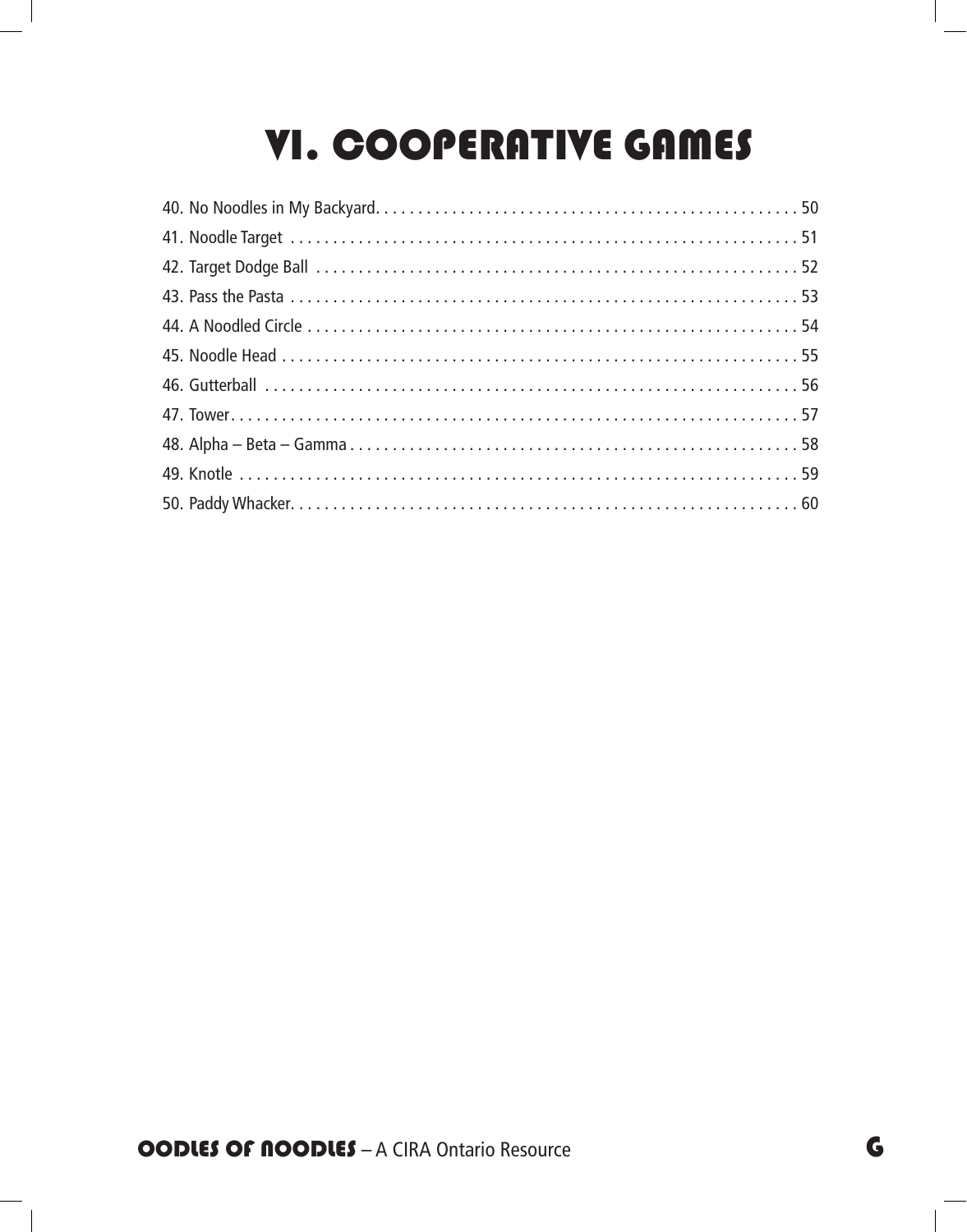# VI. COOPERATIVE GAMES

40. No Noodles in My Backyard. . . . . . . . . . . . . . . . . . . . . . . . . . . . . . . . . . . . . . . . . . . . . . . . . . 50
41. Noodle Target . . . . . . . . . . . . . . . . . . . . . . . . . . . . . . . . . . . . . . . . . . . . . . . . . . . . . . . . . . . . 51
42. Target Dodge Ball . . . . . . . . . . . . . . . . . . . . . . . . . . . . . . . . . . . . . . . . . . . . . . . . . . . . . . . . . 52
43. Pass the Pasta . . . . . . . . . . . . . . . . . . . . . . . . . . . . . . . . . . . . . . . . . . . . . . . . . . . . . . . . . . . . 53
44. A Noodled Circle . . . . . . . . . . . . . . . . . . . . . . . . . . . . . . . . . . . . . . . . . . . . . . . . . . . . . . . . . . 54
45. Noodle Head . . . . . . . . . . . . . . . . . . . . . . . . . . . . . . . . . . . . . . . . . . . . . . . . . . . . . . . . . . . . . 55
46. Gutterball . . . . . . . . . . . . . . . . . . . . . . . . . . . . . . . . . . . . . . . . . . . . . . . . . . . . . . . . . . . . . . . 56
47. Tower. . . . . . . . . . . . . . . . . . . . . . . . . . . . . . . . . . . . . . . . . . . . . . . . . . . . . . . . . . . . . . . . . . . 57
48. Alpha – Beta – Gamma . . . . . . . . . . . . . . . . . . . . . . . . . . . . . . . . . . . . . . . . . . . . . . . . . . . . . 58
49. Knotle . . . . . . . . . . . . . . . . . . . . . . . . . . . . . . . . . . . . . . . . . . . . . . . . . . . . . . . . . . . . . . . . . . 59
50. Paddy Whacker. . . . . . . . . . . . . . . . . . . . . . . . . . . . . . . . . . . . . . . . . . . . . . . . . . . . . . . . . . . . 60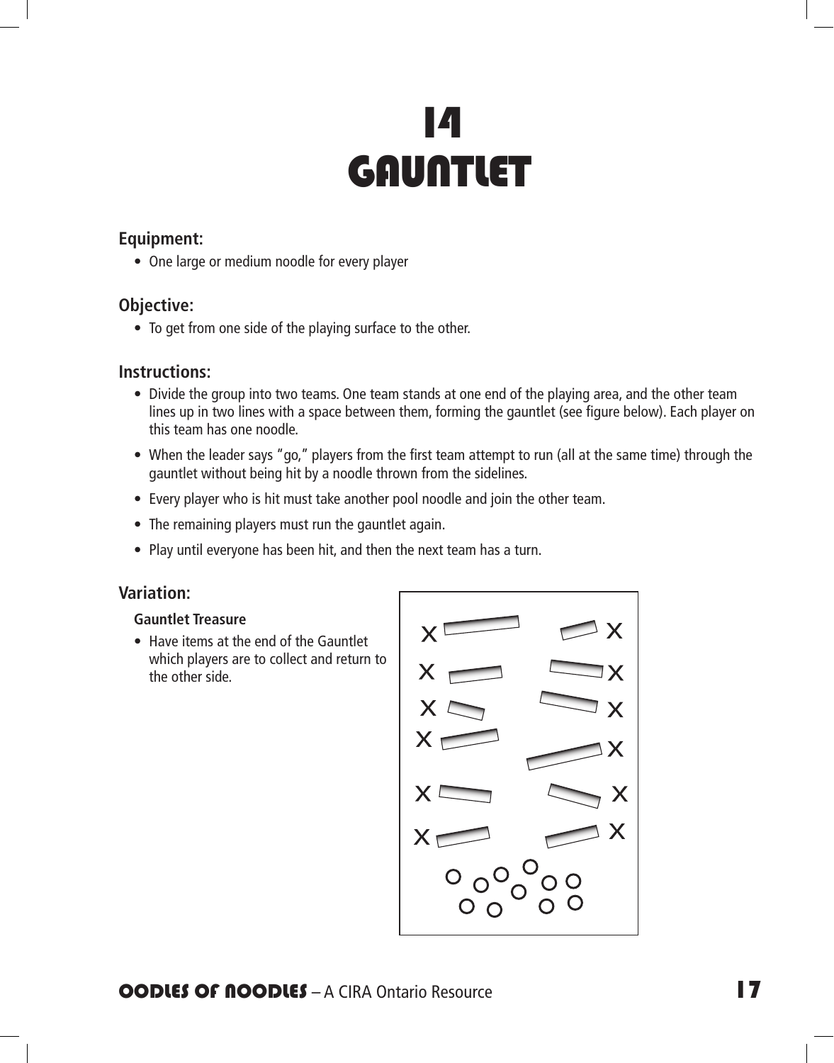# 14
# GAUNTLET

### Equipment:

- One large or medium noodle for every player

### Objective:

- To get from one side of the playing surface to the other.

### Instructions:

- Divide the group into two teams. One team stands at one end of the playing area, and the other team lines up in two lines with a space between them, forming the gauntlet (see figure below). Each player on this team has one noodle.
- When the leader says "go," players from the first team attempt to run (all at the same time) through the gauntlet without being hit by a noodle thrown from the sidelines.
- Every player who is hit must take another pool noodle and join the other team.
- The remaining players must run the gauntlet again.
- Play until everyone has been hit, and then the next team has a turn.

### Variation:

**Gauntlet Treasure**

- Have items at the end of the Gauntlet which players are to collect and return to the other side.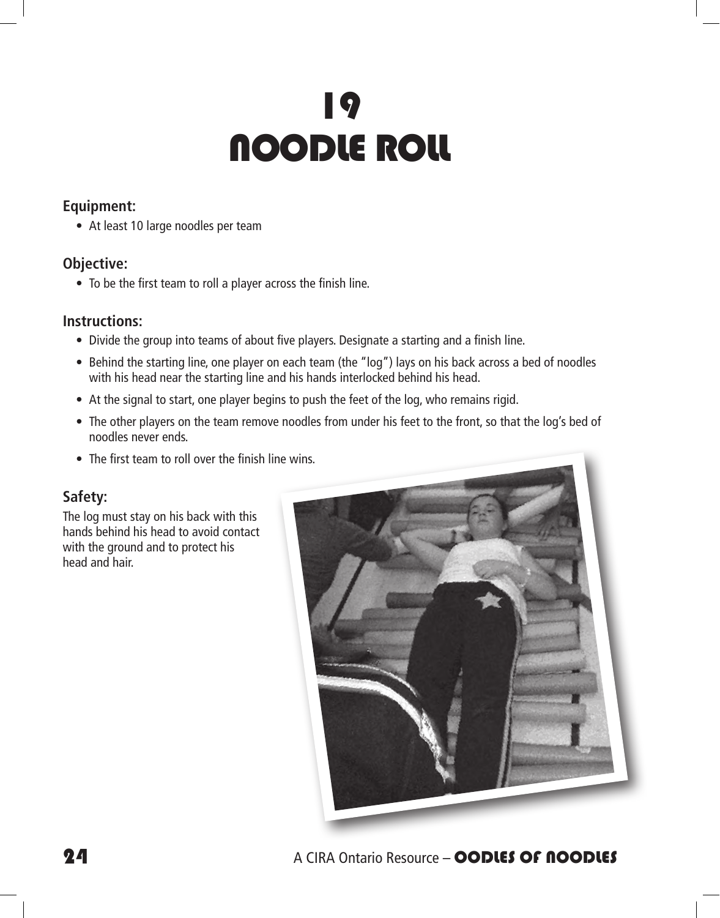# 19
# NOODLE ROLL

**Equipment:**

- At least 10 large noodles per team

**Objective:**

- To be the first team to roll a player across the finish line.

**Instructions:**

- Divide the group into teams of about five players. Designate a starting and a finish line.
- Behind the starting line, one player on each team (the "log") lays on his back across a bed of noodles with his head near the starting line and his hands interlocked behind his head.
- At the signal to start, one player begins to push the feet of the log, who remains rigid.
- The other players on the team remove noodles from under his feet to the front, so that the log's bed of noodles never ends.
- The first team to roll over the finish line wins.

**Safety:**

The log must stay on his back with this hands behind his head to avoid contact with the ground and to protect his head and hair.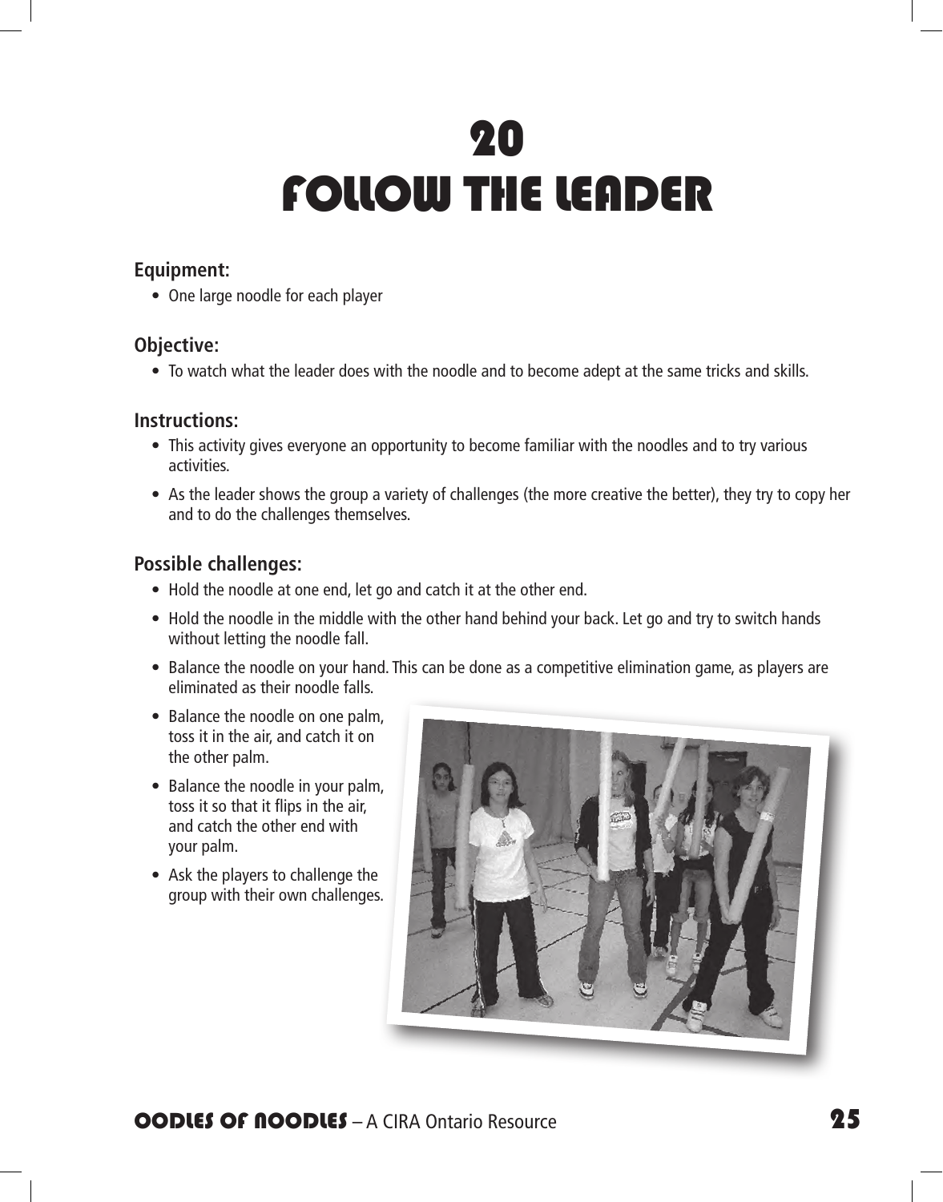# 20
# FOLLOW THE LEADER

### Equipment:

- One large noodle for each player

### Objective:

- To watch what the leader does with the noodle and to become adept at the same tricks and skills.

### Instructions:

- This activity gives everyone an opportunity to become familiar with the noodles and to try various activities.
- As the leader shows the group a variety of challenges (the more creative the better), they try to copy her and to do the challenges themselves.

### Possible challenges:

- Hold the noodle at one end, let go and catch it at the other end.
- Hold the noodle in the middle with the other hand behind your back. Let go and try to switch hands without letting the noodle fall.
- Balance the noodle on your hand. This can be done as a competitive elimination game, as players are eliminated as their noodle falls.
- Balance the noodle on one palm, toss it in the air, and catch it on the other palm.
- Balance the noodle in your palm, toss it so that it flips in the air, and catch the other end with your palm.
- Ask the players to challenge the group with their own challenges.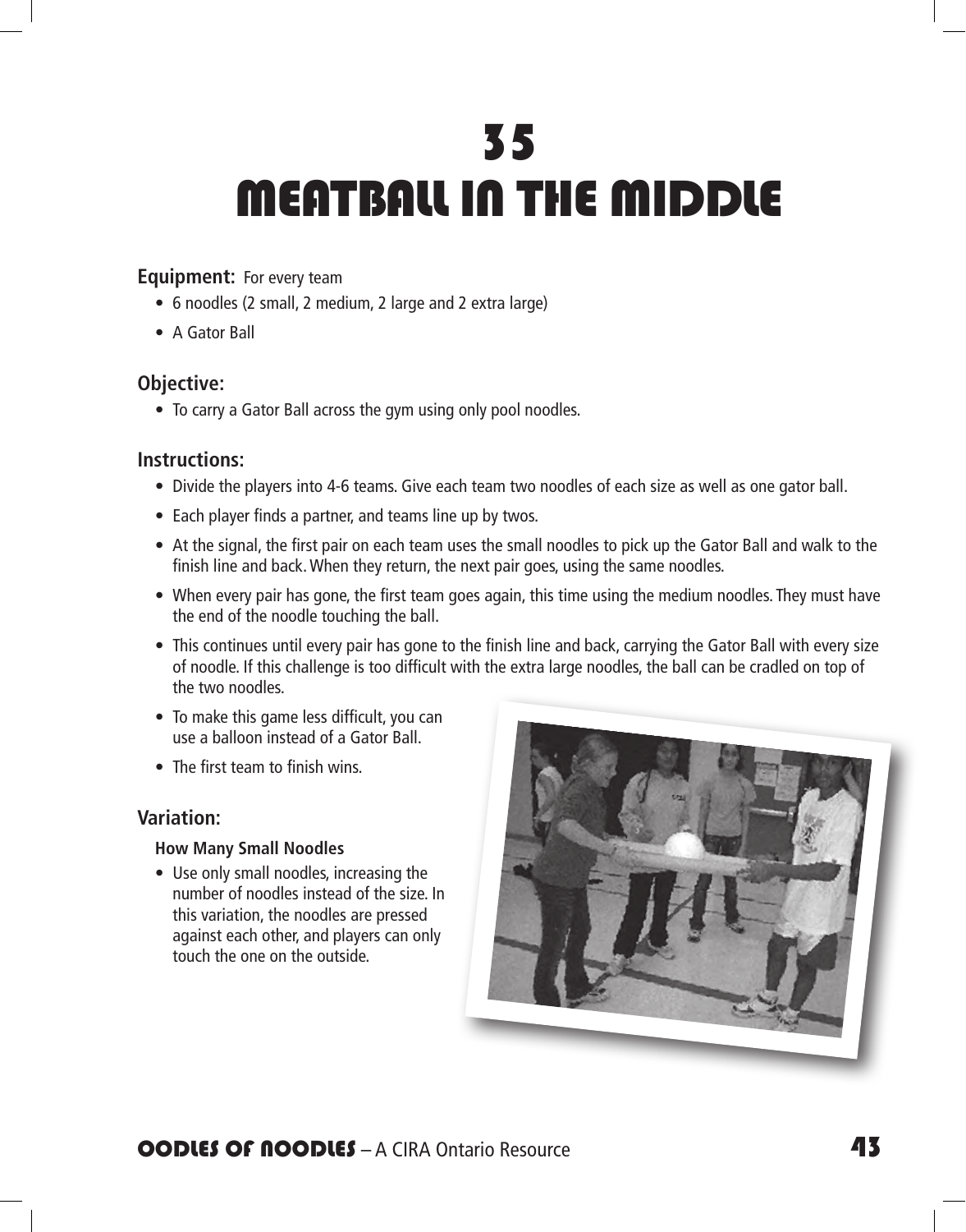# 35
# MEATBALL IN THE MIDDLE

**Equipment:** For every team

- 6 noodles (2 small, 2 medium, 2 large and 2 extra large)
- A Gator Ball

**Objective:**

- To carry a Gator Ball across the gym using only pool noodles.

**Instructions:**

- Divide the players into 4-6 teams. Give each team two noodles of each size as well as one gator ball.
- Each player finds a partner, and teams line up by twos.
- At the signal, the first pair on each team uses the small noodles to pick up the Gator Ball and walk to the finish line and back. When they return, the next pair goes, using the same noodles.
- When every pair has gone, the first team goes again, this time using the medium noodles. They must have the end of the noodle touching the ball.
- This continues until every pair has gone to the finish line and back, carrying the Gator Ball with every size of noodle. If this challenge is too difficult with the extra large noodles, the ball can be cradled on top of the two noodles.
- To make this game less difficult, you can use a balloon instead of a Gator Ball.
- The first team to finish wins.

**Variation:**

**How Many Small Noodles**

- Use only small noodles, increasing the number of noodles instead of the size. In this variation, the noodles are pressed against each other, and players can only touch the one on the outside.